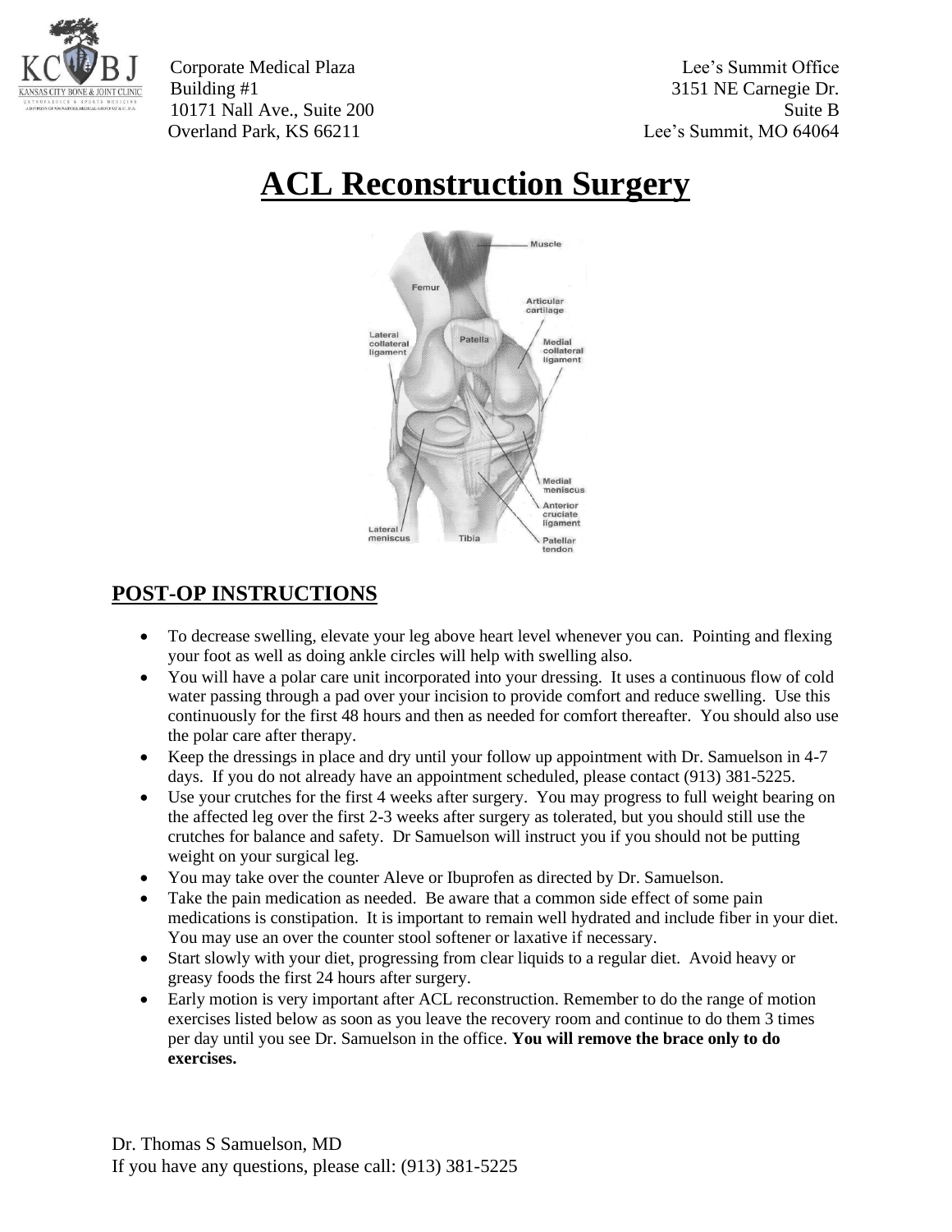Corporate Medical Plaza
Building #1
10171 Nall Ave., Suite 200
Overland Park, KS 66211

Lee's Summit Office
3151 NE Carnegie Dr.
Suite B
Lee's Summit, MO 64064

# ACL Reconstruction Surgery

Muscle
Femur
Articular cartilage
Lateral collateral ligament
Patella
Medial collateral ligament
Medial meniscus
Anterior cruciate ligament
Lateral meniscus
Tibia
Patellar tendon

## POST-OP INSTRUCTIONS

- To decrease swelling, elevate your leg above heart level whenever you can. Pointing and flexing your foot as well as doing ankle circles will help with swelling also.
- You will have a polar care unit incorporated into your dressing. It uses a continuous flow of cold water passing through a pad over your incision to provide comfort and reduce swelling. Use this continuously for the first 48 hours and then as needed for comfort thereafter. You should also use the polar care after therapy.
- Keep the dressings in place and dry until your follow up appointment with Dr. Samuelson in 4-7 days. If you do not already have an appointment scheduled, please contact (913) 381-5225.
- Use your crutches for the first 4 weeks after surgery. You may progress to full weight bearing on the affected leg over the first 2-3 weeks after surgery as tolerated, but you should still use the crutches for balance and safety. Dr Samuelson will instruct you if you should not be putting weight on your surgical leg.
- You may take over the counter Aleve or Ibuprofen as directed by Dr. Samuelson.
- Take the pain medication as needed. Be aware that a common side effect of some pain medications is constipation. It is important to remain well hydrated and include fiber in your diet. You may use an over the counter stool softener or laxative if necessary.
- Start slowly with your diet, progressing from clear liquids to a regular diet. Avoid heavy or greasy foods the first 24 hours after surgery.
- Early motion is very important after ACL reconstruction. Remember to do the range of motion exercises listed below as soon as you leave the recovery room and continue to do them 3 times per day until you see Dr. Samuelson in the office. **You will remove the brace only to do exercises.**

Dr. Thomas S Samuelson, MD
If you have any questions, please call: (913) 381-5225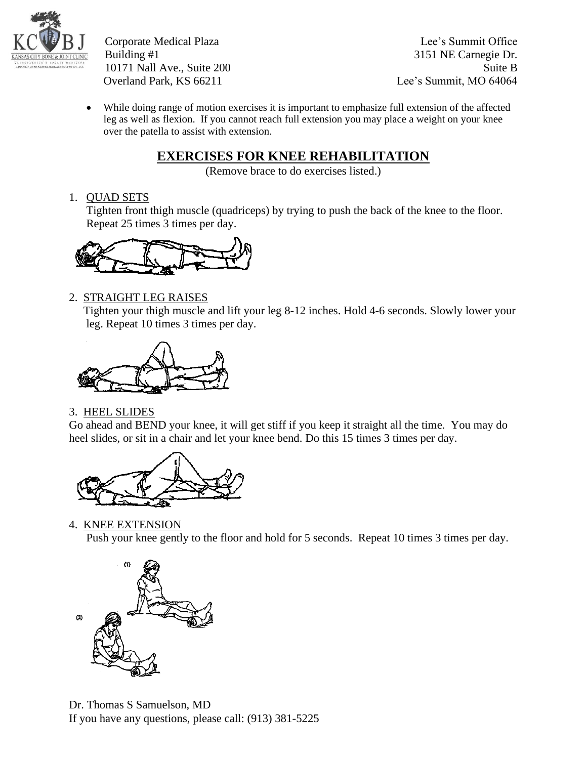Corporate Medical Plaza
Building #1
10171 Nall Ave., Suite 200
Overland Park, KS 66211

Lee's Summit Office
3151 NE Carnegie Dr.
Suite B
Lee's Summit, MO 64064

- While doing range of motion exercises it is important to emphasize full extension of the affected leg as well as flexion. If you cannot reach full extension you may place a weight on your knee over the patella to assist with extension.

## EXERCISES FOR KNEE REHABILITATION

(Remove brace to do exercises listed.)

1. QUAD SETS
   Tighten front thigh muscle (quadriceps) by trying to push the back of the knee to the floor. Repeat 25 times 3 times per day.

2. STRAIGHT LEG RAISES
   Tighten your thigh muscle and lift your leg 8-12 inches. Hold 4-6 seconds. Slowly lower your leg. Repeat 10 times 3 times per day.

3. HEEL SLIDES
   Go ahead and BEND your knee, it will get stiff if you keep it straight all the time. You may do heel slides, or sit in a chair and let your knee bend. Do this 15 times 3 times per day.

4. KNEE EXTENSION
   Push your knee gently to the floor and hold for 5 seconds. Repeat 10 times 3 times per day.

(1)

(2)

Dr. Thomas S Samuelson, MD
If you have any questions, please call: (913) 381-5225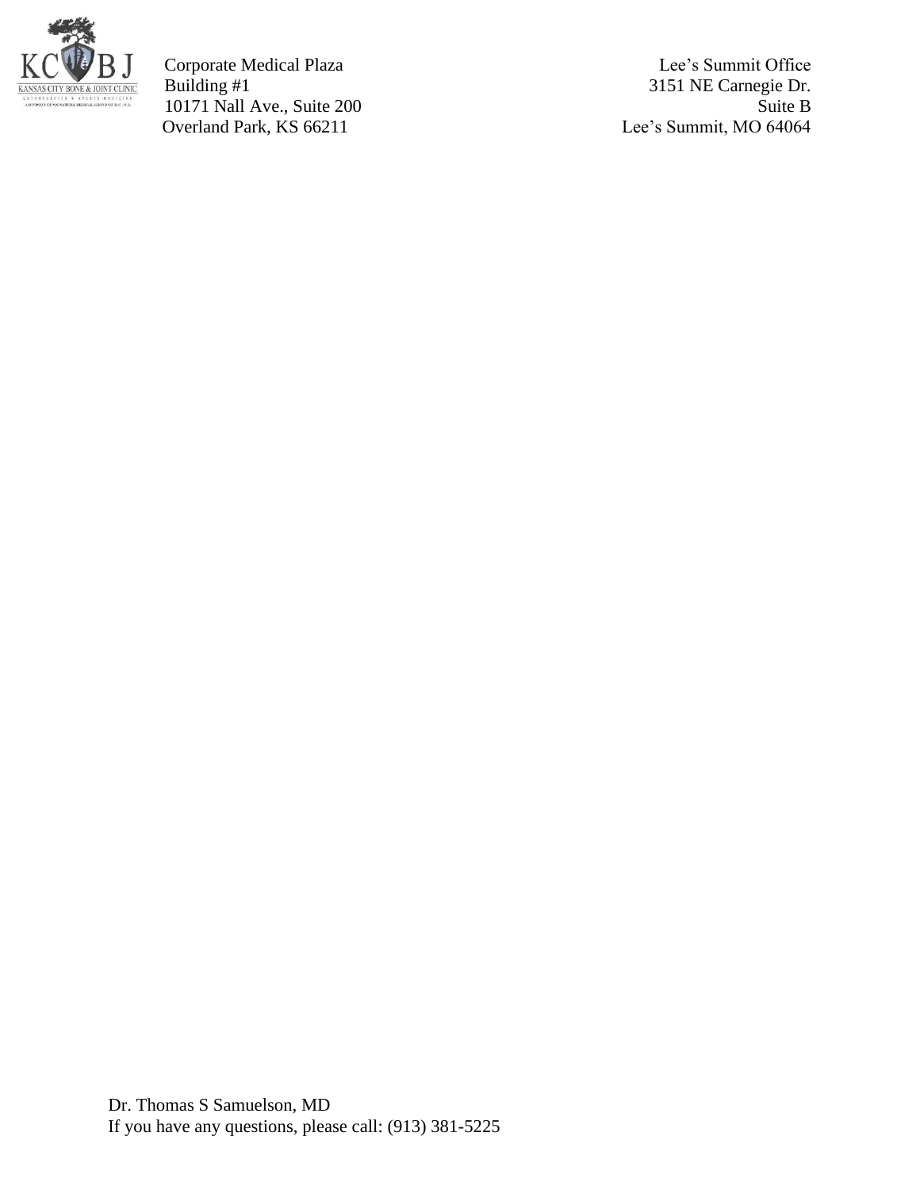KANSAS CITY BONE & JOINT CLINIC

Corporate Medical Plaza
Building #1
10171 Nall Ave., Suite 200
Overland Park, KS 66211

Lee's Summit Office
3151 NE Carnegie Dr.
Suite B
Lee's Summit, MO 64064

Dr. Thomas S Samuelson, MD
If you have any questions, please call: (913) 381-5225